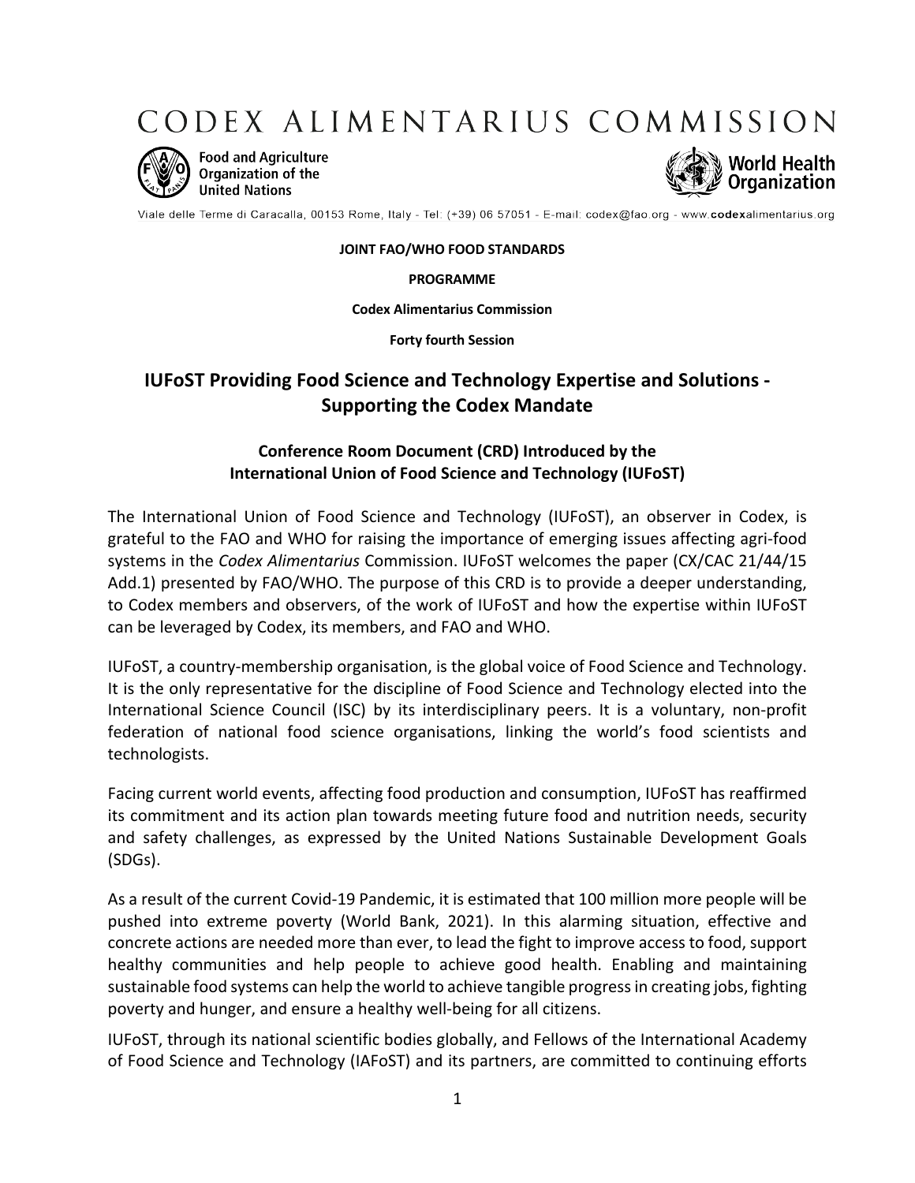# CODEX ALIMENTARIUS COMMISSION

Food and Agriculture Organization of the United Nations

World Health Organization

Viale delle Terme di Caracalla, 00153 Rome, Italy - Tel: (+39) 06 57051 - E-mail: codex@fao.org - www.codexalimentarius.org

**JOINT FAO/WHO FOOD STANDARDS**

**PROGRAMME**

**Codex Alimentarius Commission**

**Forty fourth Session**

## IUFoST Providing Food Science and Technology Expertise and Solutions - Supporting the Codex Mandate

### Conference Room Document (CRD) Introduced by the International Union of Food Science and Technology (IUFoST)

The International Union of Food Science and Technology (IUFoST), an observer in Codex, is grateful to the FAO and WHO for raising the importance of emerging issues affecting agri-food systems in the *Codex Alimentarius* Commission. IUFoST welcomes the paper (CX/CAC 21/44/15 Add.1) presented by FAO/WHO. The purpose of this CRD is to provide a deeper understanding, to Codex members and observers, of the work of IUFoST and how the expertise within IUFoST can be leveraged by Codex, its members, and FAO and WHO.

IUFoST, a country-membership organisation, is the global voice of Food Science and Technology. It is the only representative for the discipline of Food Science and Technology elected into the International Science Council (ISC) by its interdisciplinary peers. It is a voluntary, non-profit federation of national food science organisations, linking the world's food scientists and technologists.

Facing current world events, affecting food production and consumption, IUFoST has reaffirmed its commitment and its action plan towards meeting future food and nutrition needs, security and safety challenges, as expressed by the United Nations Sustainable Development Goals (SDGs).

As a result of the current Covid-19 Pandemic, it is estimated that 100 million more people will be pushed into extreme poverty (World Bank, 2021). In this alarming situation, effective and concrete actions are needed more than ever, to lead the fight to improve access to food, support healthy communities and help people to achieve good health. Enabling and maintaining sustainable food systems can help the world to achieve tangible progress in creating jobs, fighting poverty and hunger, and ensure a healthy well-being for all citizens.

IUFoST, through its national scientific bodies globally, and Fellows of the International Academy of Food Science and Technology (IAFoST) and its partners, are committed to continuing efforts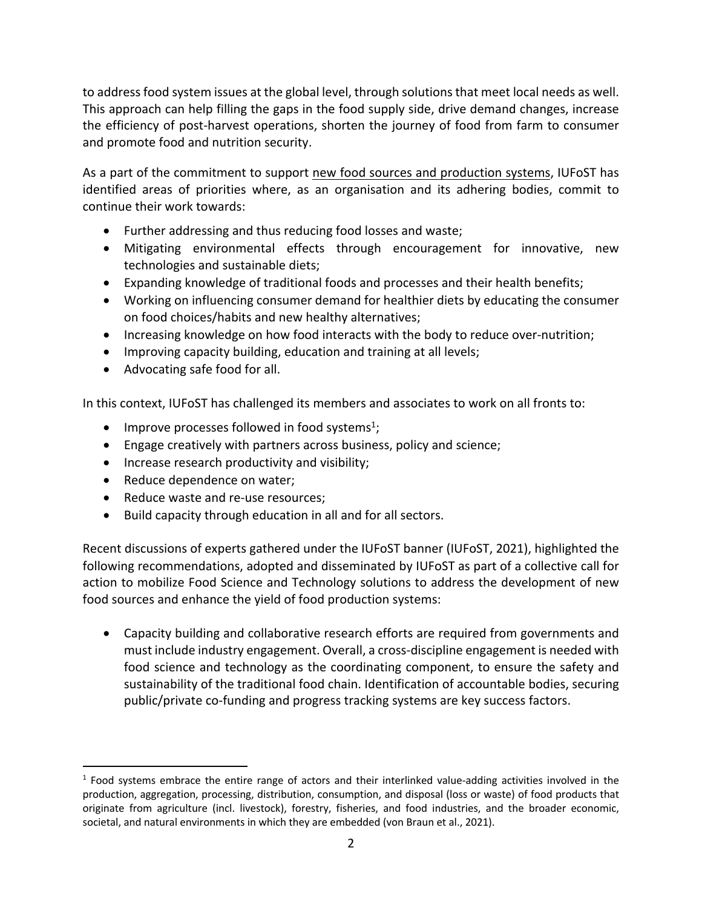to address food system issues at the global level, through solutions that meet local needs as well. This approach can help filling the gaps in the food supply side, drive demand changes, increase the efficiency of post-harvest operations, shorten the journey of food from farm to consumer and promote food and nutrition security.

As a part of the commitment to support new food sources and production systems, IUFoST has identified areas of priorities where, as an organisation and its adhering bodies, commit to continue their work towards:

- Further addressing and thus reducing food losses and waste;
- Mitigating environmental effects through encouragement for innovative, new technologies and sustainable diets;
- Expanding knowledge of traditional foods and processes and their health benefits;
- Working on influencing consumer demand for healthier diets by educating the consumer on food choices/habits and new healthy alternatives;
- Increasing knowledge on how food interacts with the body to reduce over-nutrition;
- Improving capacity building, education and training at all levels;
- Advocating safe food for all.

In this context, IUFoST has challenged its members and associates to work on all fronts to:

- Improve processes followed in food systems[1];
- Engage creatively with partners across business, policy and science;
- Increase research productivity and visibility;
- Reduce dependence on water;
- Reduce waste and re-use resources;
- Build capacity through education in all and for all sectors.

Recent discussions of experts gathered under the IUFoST banner (IUFoST, 2021), highlighted the following recommendations, adopted and disseminated by IUFoST as part of a collective call for action to mobilize Food Science and Technology solutions to address the development of new food sources and enhance the yield of food production systems:

- Capacity building and collaborative research efforts are required from governments and must include industry engagement. Overall, a cross-discipline engagement is needed with food science and technology as the coordinating component, to ensure the safety and sustainability of the traditional food chain. Identification of accountable bodies, securing public/private co-funding and progress tracking systems are key success factors.

[1] Food systems embrace the entire range of actors and their interlinked value-adding activities involved in the production, aggregation, processing, distribution, consumption, and disposal (loss or waste) of food products that originate from agriculture (incl. livestock), forestry, fisheries, and food industries, and the broader economic, societal, and natural environments in which they are embedded (von Braun et al., 2021).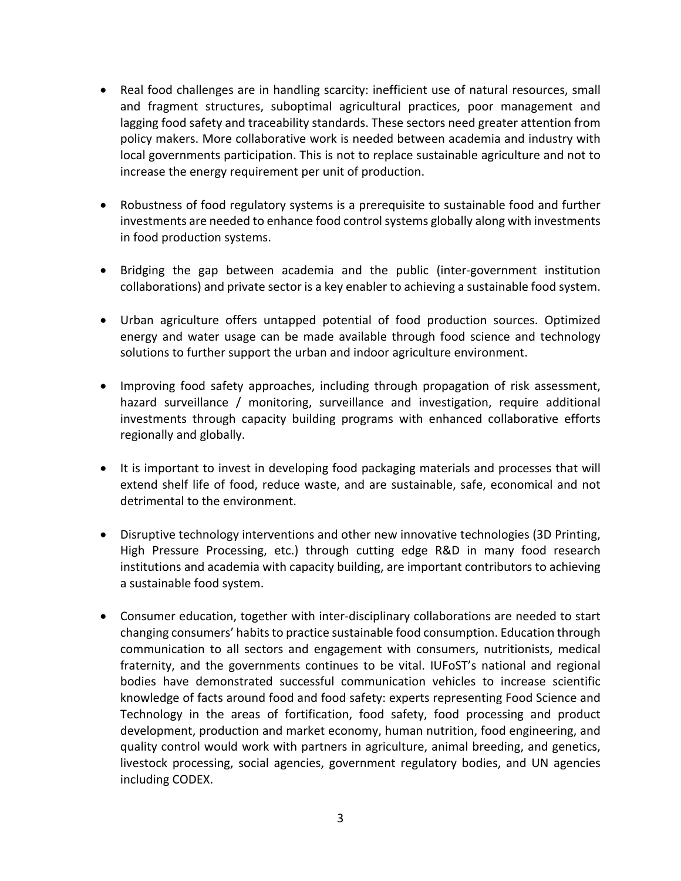- Real food challenges are in handling scarcity: inefficient use of natural resources, small and fragment structures, suboptimal agricultural practices, poor management and lagging food safety and traceability standards. These sectors need greater attention from policy makers. More collaborative work is needed between academia and industry with local governments participation. This is not to replace sustainable agriculture and not to increase the energy requirement per unit of production.

- Robustness of food regulatory systems is a prerequisite to sustainable food and further investments are needed to enhance food control systems globally along with investments in food production systems.

- Bridging the gap between academia and the public (inter-government institution collaborations) and private sector is a key enabler to achieving a sustainable food system.

- Urban agriculture offers untapped potential of food production sources. Optimized energy and water usage can be made available through food science and technology solutions to further support the urban and indoor agriculture environment.

- Improving food safety approaches, including through propagation of risk assessment, hazard surveillance / monitoring, surveillance and investigation, require additional investments through capacity building programs with enhanced collaborative efforts regionally and globally.

- It is important to invest in developing food packaging materials and processes that will extend shelf life of food, reduce waste, and are sustainable, safe, economical and not detrimental to the environment.

- Disruptive technology interventions and other new innovative technologies (3D Printing, High Pressure Processing, etc.) through cutting edge R&D in many food research institutions and academia with capacity building, are important contributors to achieving a sustainable food system.

- Consumer education, together with inter-disciplinary collaborations are needed to start changing consumers' habits to practice sustainable food consumption. Education through communication to all sectors and engagement with consumers, nutritionists, medical fraternity, and the governments continues to be vital. IUFoST's national and regional bodies have demonstrated successful communication vehicles to increase scientific knowledge of facts around food and food safety: experts representing Food Science and Technology in the areas of fortification, food safety, food processing and product development, production and market economy, human nutrition, food engineering, and quality control would work with partners in agriculture, animal breeding, and genetics, livestock processing, social agencies, government regulatory bodies, and UN agencies including CODEX.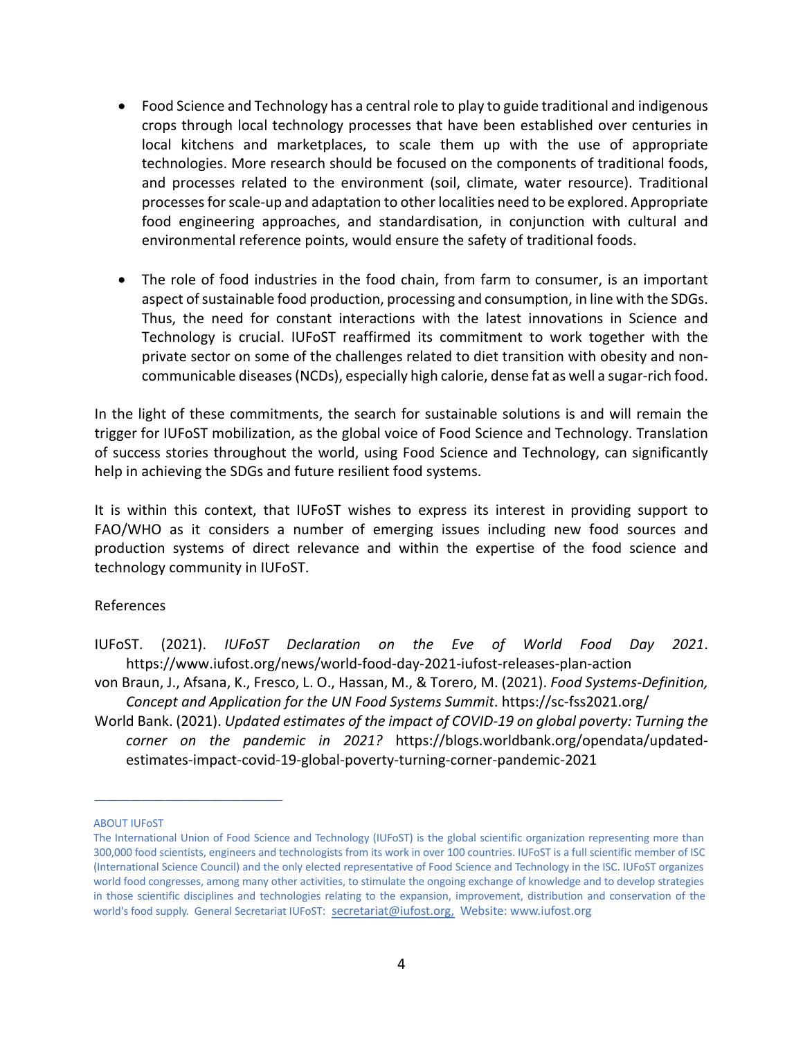- Food Science and Technology has a central role to play to guide traditional and indigenous crops through local technology processes that have been established over centuries in local kitchens and marketplaces, to scale them up with the use of appropriate technologies. More research should be focused on the components of traditional foods, and processes related to the environment (soil, climate, water resource). Traditional processes for scale-up and adaptation to other localities need to be explored. Appropriate food engineering approaches, and standardisation, in conjunction with cultural and environmental reference points, would ensure the safety of traditional foods.

- The role of food industries in the food chain, from farm to consumer, is an important aspect of sustainable food production, processing and consumption, in line with the SDGs. Thus, the need for constant interactions with the latest innovations in Science and Technology is crucial. IUFoST reaffirmed its commitment to work together with the private sector on some of the challenges related to diet transition with obesity and non-communicable diseases (NCDs), especially high calorie, dense fat as well a sugar-rich food.

In the light of these commitments, the search for sustainable solutions is and will remain the trigger for IUFoST mobilization, as the global voice of Food Science and Technology. Translation of success stories throughout the world, using Food Science and Technology, can significantly help in achieving the SDGs and future resilient food systems.

It is within this context, that IUFoST wishes to express its interest in providing support to FAO/WHO as it considers a number of emerging issues including new food sources and production systems of direct relevance and within the expertise of the food science and technology community in IUFoST.

References

IUFoST. (2021). *IUFoST Declaration on the Eve of World Food Day 2021*. https://www.iufost.org/news/world-food-day-2021-iufost-releases-plan-action

von Braun, J., Afsana, K., Fresco, L. O., Hassan, M., & Torero, M. (2021). *Food Systems-Definition, Concept and Application for the UN Food Systems Summit*. https://sc-fss2021.org/

World Bank. (2021). *Updated estimates of the impact of COVID-19 on global poverty: Turning the corner on the pandemic in 2021?* https://blogs.worldbank.org/opendata/updated-estimates-impact-covid-19-global-poverty-turning-corner-pandemic-2021

---

ABOUT IUFoST

The International Union of Food Science and Technology (IUFoST) is the global scientific organization representing more than 300,000 food scientists, engineers and technologists from its work in over 100 countries. IUFoST is a full scientific member of ISC (International Science Council) and the only elected representative of Food Science and Technology in the ISC. IUFoST organizes world food congresses, among many other activities, to stimulate the ongoing exchange of knowledge and to develop strategies in those scientific disciplines and technologies relating to the expansion, improvement, distribution and conservation of the world's food supply. General Secretariat IUFoST: secretariat@iufost.org, Website: www.iufost.org